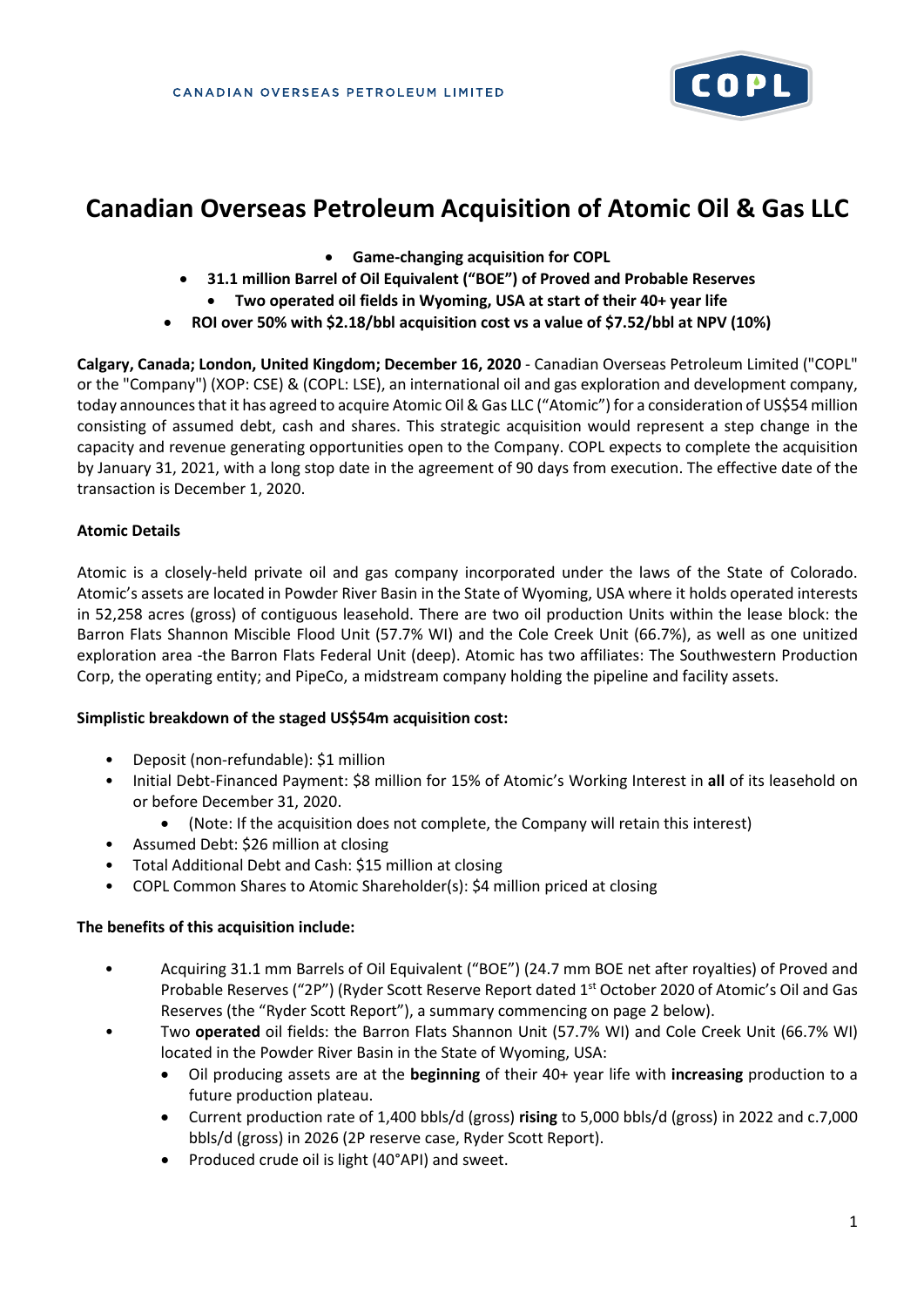CANADIAN OVERSEAS PETROLEUM LIMITED

# Canadian Overseas Petroleum Acquisition of Atomic Oil & Gas LLC

- **Game-changing acquisition for COPL**
- **31.1 million Barrel of Oil Equivalent ("BOE") of Proved and Probable Reserves**
- **Two operated oil fields in Wyoming, USA at start of their 40+ year life**
- **ROI over 50% with $2.18/bbl acquisition cost vs a value of $7.52/bbl at NPV (10%)**

**Calgary, Canada; London, United Kingdom; December 16, 2020** - Canadian Overseas Petroleum Limited ("COPL" or the "Company") (XOP: CSE) & (COPL: LSE), an international oil and gas exploration and development company, today announces that it has agreed to acquire Atomic Oil & Gas LLC ("Atomic") for a consideration of US$54 million consisting of assumed debt, cash and shares. This strategic acquisition would represent a step change in the capacity and revenue generating opportunities open to the Company. COPL expects to complete the acquisition by January 31, 2021, with a long stop date in the agreement of 90 days from execution. The effective date of the transaction is December 1, 2020.

**Atomic Details**

Atomic is a closely-held private oil and gas company incorporated under the laws of the State of Colorado. Atomic's assets are located in Powder River Basin in the State of Wyoming, USA where it holds operated interests in 52,258 acres (gross) of contiguous leasehold. There are two oil production Units within the lease block: the Barron Flats Shannon Miscible Flood Unit (57.7% WI) and the Cole Creek Unit (66.7%), as well as one unitized exploration area -the Barron Flats Federal Unit (deep). Atomic has two affiliates: The Southwestern Production Corp, the operating entity; and PipeCo, a midstream company holding the pipeline and facility assets.

**Simplistic breakdown of the staged US$54m acquisition cost:**

- Deposit (non-refundable): $1 million
- Initial Debt-Financed Payment: $8 million for 15% of Atomic's Working Interest in **all** of its leasehold on or before December 31, 2020.
  - (Note: If the acquisition does not complete, the Company will retain this interest)
- Assumed Debt: $26 million at closing
- Total Additional Debt and Cash: $15 million at closing
- COPL Common Shares to Atomic Shareholder(s): $4 million priced at closing

**The benefits of this acquisition include:**

- Acquiring 31.1 mm Barrels of Oil Equivalent ("BOE") (24.7 mm BOE net after royalties) of Proved and Probable Reserves ("2P") (Ryder Scott Reserve Report dated 1st October 2020 of Atomic's Oil and Gas Reserves (the "Ryder Scott Report"), a summary commencing on page 2 below).
- Two **operated** oil fields: the Barron Flats Shannon Unit (57.7% WI) and Cole Creek Unit (66.7% WI) located in the Powder River Basin in the State of Wyoming, USA:
  - Oil producing assets are at the **beginning** of their 40+ year life with **increasing** production to a future production plateau.
  - Current production rate of 1,400 bbls/d (gross) **rising** to 5,000 bbls/d (gross) in 2022 and c.7,000 bbls/d (gross) in 2026 (2P reserve case, Ryder Scott Report).
  - Produced crude oil is light (40°API) and sweet.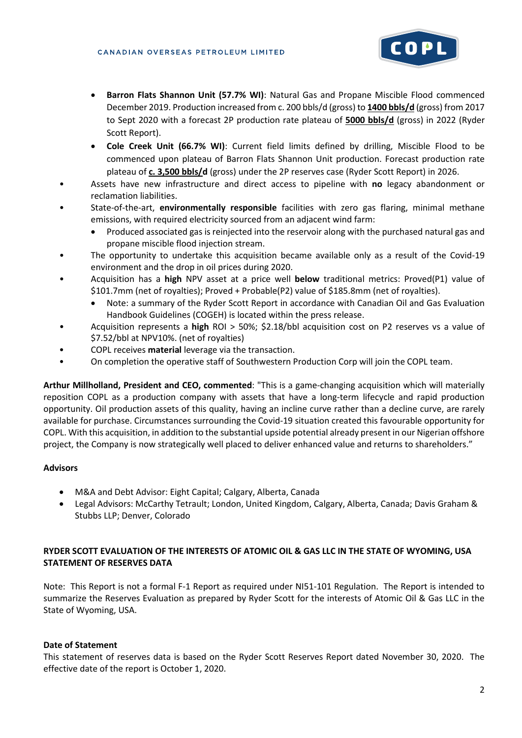- **Barron Flats Shannon Unit (57.7% WI)**: Natural Gas and Propane Miscible Flood commenced December 2019. Production increased from c. 200 bbls/d (gross) to **1400 bbls/d** (gross) from 2017 to Sept 2020 with a forecast 2P production rate plateau of **5000 bbls/d** (gross) in 2022 (Ryder Scott Report).
- **Cole Creek Unit (66.7% WI)**: Current field limits defined by drilling, Miscible Flood to be commenced upon plateau of Barron Flats Shannon Unit production. Forecast production rate plateau of **c. 3,500 bbls/d** (gross) under the 2P reserves case (Ryder Scott Report) in 2026.

- Assets have new infrastructure and direct access to pipeline with **no** legacy abandonment or reclamation liabilities.
- State-of-the-art, **environmentally responsible** facilities with zero gas flaring, minimal methane emissions, with required electricity sourced from an adjacent wind farm:
  - Produced associated gas is reinjected into the reservoir along with the purchased natural gas and propane miscible flood injection stream.
- The opportunity to undertake this acquisition became available only as a result of the Covid-19 environment and the drop in oil prices during 2020.
- Acquisition has a **high** NPV asset at a price well **below** traditional metrics: Proved(P1) value of $101.7mm (net of royalties); Proved + Probable(P2) value of $185.8mm (net of royalties).
  - Note: a summary of the Ryder Scott Report in accordance with Canadian Oil and Gas Evaluation Handbook Guidelines (COGEH) is located within the press release.
- Acquisition represents a **high** ROI > 50%; $2.18/bbl acquisition cost on P2 reserves vs a value of $7.52/bbl at NPV10%. (net of royalties)
- COPL receives **material** leverage via the transaction.
- On completion the operative staff of Southwestern Production Corp will join the COPL team.

**Arthur Millholland, President and CEO, commented**: "This is a game-changing acquisition which will materially reposition COPL as a production company with assets that have a long-term lifecycle and rapid production opportunity. Oil production assets of this quality, having an incline curve rather than a decline curve, are rarely available for purchase. Circumstances surrounding the Covid-19 situation created this favourable opportunity for COPL. With this acquisition, in addition to the substantial upside potential already present in our Nigerian offshore project, the Company is now strategically well placed to deliver enhanced value and returns to shareholders."

**Advisors**

- M&A and Debt Advisor: Eight Capital; Calgary, Alberta, Canada
- Legal Advisors: McCarthy Tetrault; London, United Kingdom, Calgary, Alberta, Canada; Davis Graham & Stubbs LLP; Denver, Colorado

**RYDER SCOTT EVALUATION OF THE INTERESTS OF ATOMIC OIL & GAS LLC IN THE STATE OF WYOMING, USA STATEMENT OF RESERVES DATA**

Note: This Report is not a formal F-1 Report as required under NI51-101 Regulation. The Report is intended to summarize the Reserves Evaluation as prepared by Ryder Scott for the interests of Atomic Oil & Gas LLC in the State of Wyoming, USA.

**Date of Statement**

This statement of reserves data is based on the Ryder Scott Reserves Report dated November 30, 2020. The effective date of the report is October 1, 2020.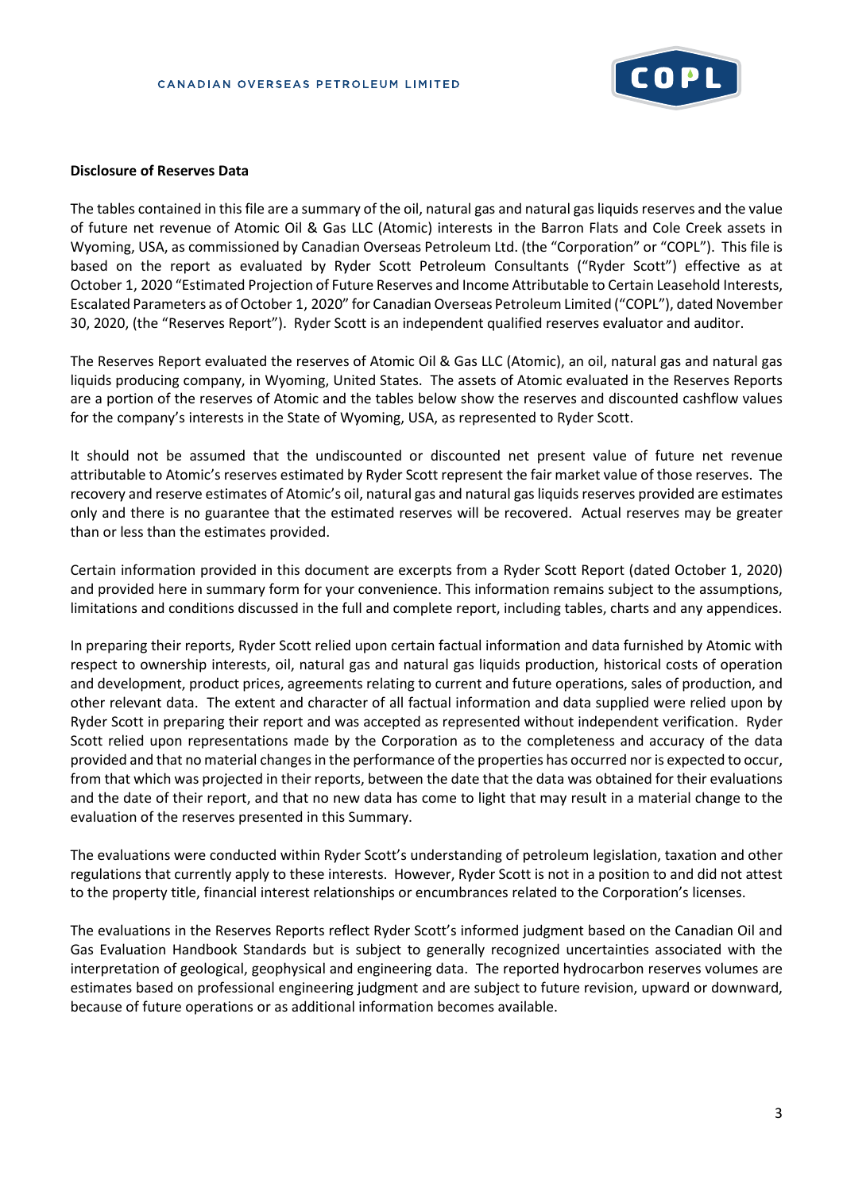**Disclosure of Reserves Data**

The tables contained in this file are a summary of the oil, natural gas and natural gas liquids reserves and the value of future net revenue of Atomic Oil & Gas LLC (Atomic) interests in the Barron Flats and Cole Creek assets in Wyoming, USA, as commissioned by Canadian Overseas Petroleum Ltd. (the "Corporation" or "COPL"). This file is based on the report as evaluated by Ryder Scott Petroleum Consultants ("Ryder Scott") effective as at October 1, 2020 "Estimated Projection of Future Reserves and Income Attributable to Certain Leasehold Interests, Escalated Parameters as of October 1, 2020" for Canadian Overseas Petroleum Limited ("COPL"), dated November 30, 2020, (the "Reserves Report"). Ryder Scott is an independent qualified reserves evaluator and auditor.

The Reserves Report evaluated the reserves of Atomic Oil & Gas LLC (Atomic), an oil, natural gas and natural gas liquids producing company, in Wyoming, United States. The assets of Atomic evaluated in the Reserves Reports are a portion of the reserves of Atomic and the tables below show the reserves and discounted cashflow values for the company's interests in the State of Wyoming, USA, as represented to Ryder Scott.

It should not be assumed that the undiscounted or discounted net present value of future net revenue attributable to Atomic's reserves estimated by Ryder Scott represent the fair market value of those reserves. The recovery and reserve estimates of Atomic's oil, natural gas and natural gas liquids reserves provided are estimates only and there is no guarantee that the estimated reserves will be recovered. Actual reserves may be greater than or less than the estimates provided.

Certain information provided in this document are excerpts from a Ryder Scott Report (dated October 1, 2020) and provided here in summary form for your convenience. This information remains subject to the assumptions, limitations and conditions discussed in the full and complete report, including tables, charts and any appendices.

In preparing their reports, Ryder Scott relied upon certain factual information and data furnished by Atomic with respect to ownership interests, oil, natural gas and natural gas liquids production, historical costs of operation and development, product prices, agreements relating to current and future operations, sales of production, and other relevant data. The extent and character of all factual information and data supplied were relied upon by Ryder Scott in preparing their report and was accepted as represented without independent verification. Ryder Scott relied upon representations made by the Corporation as to the completeness and accuracy of the data provided and that no material changes in the performance of the properties has occurred nor is expected to occur, from that which was projected in their reports, between the date that the data was obtained for their evaluations and the date of their report, and that no new data has come to light that may result in a material change to the evaluation of the reserves presented in this Summary.

The evaluations were conducted within Ryder Scott's understanding of petroleum legislation, taxation and other regulations that currently apply to these interests. However, Ryder Scott is not in a position to and did not attest to the property title, financial interest relationships or encumbrances related to the Corporation's licenses.

The evaluations in the Reserves Reports reflect Ryder Scott's informed judgment based on the Canadian Oil and Gas Evaluation Handbook Standards but is subject to generally recognized uncertainties associated with the interpretation of geological, geophysical and engineering data. The reported hydrocarbon reserves volumes are estimates based on professional engineering judgment and are subject to future revision, upward or downward, because of future operations or as additional information becomes available.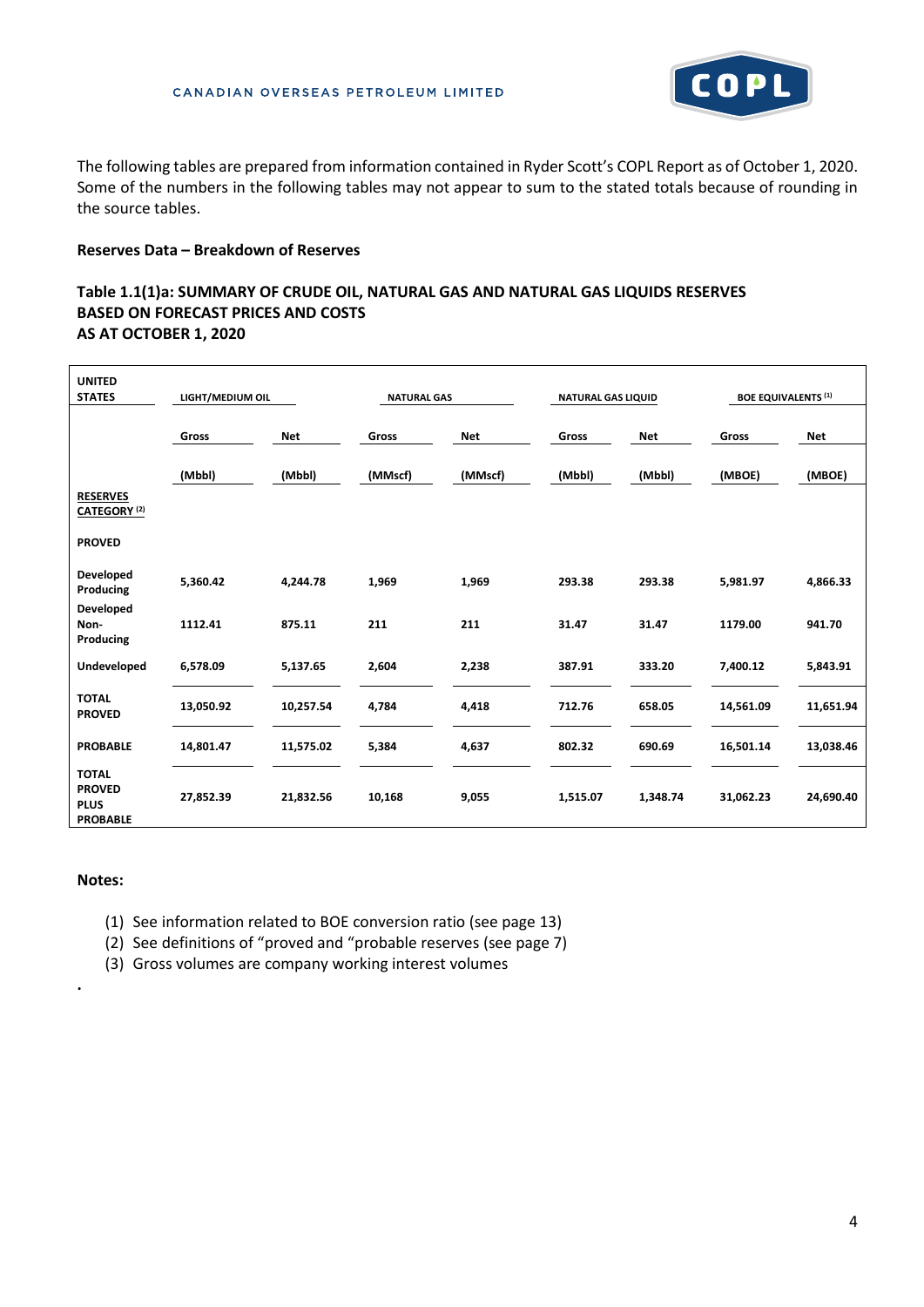The following tables are prepared from information contained in Ryder Scott's COPL Report as of October 1, 2020. Some of the numbers in the following tables may not appear to sum to the stated totals because of rounding in the source tables.

**Reserves Data – Breakdown of Reserves**

**Table 1.1(1)a: SUMMARY OF CRUDE OIL, NATURAL GAS AND NATURAL GAS LIQUIDS RESERVES BASED ON FORECAST PRICES AND COSTS AS AT OCTOBER 1, 2020**

| UNITED STATES | LIGHT/MEDIUM OIL | | NATURAL GAS | | NATURAL GAS LIQUID | | BOE EQUIVALENTS [1] | |
|---|---|---|---|---|---|---|---|---|
| | Gross | Net | Gross | Net | Gross | Net | Gross | Net |
| | (Mbbl) | (Mbbl) | (MMscf) | (MMscf) | (Mbbl) | (Mbbl) | (MBOE) | (MBOE) |
| **RESERVES CATEGORY [2]** | | | | | | | | |
| **PROVED** | | | | | | | | |
| **Developed Producing** | 5,360.42 | 4,244.78 | 1,969 | 1,969 | 293.38 | 293.38 | 5,981.97 | 4,866.33 |
| **Developed Non-Producing** | 1112.41 | 875.11 | 211 | 211 | 31.47 | 31.47 | 1179.00 | 941.70 |
| **Undeveloped** | 6,578.09 | 5,137.65 | 2,604 | 2,238 | 387.91 | 333.20 | 7,400.12 | 5,843.91 |
| **TOTAL PROVED** | 13,050.92 | 10,257.54 | 4,784 | 4,418 | 712.76 | 658.05 | 14,561.09 | 11,651.94 |
| **PROBABLE** | 14,801.47 | 11,575.02 | 5,384 | 4,637 | 802.32 | 690.69 | 16,501.14 | 13,038.46 |
| **TOTAL PROVED PLUS PROBABLE** | 27,852.39 | 21,832.56 | 10,168 | 9,055 | 1,515.07 | 1,348.74 | 31,062.23 | 24,690.40 |

**Notes:**

1. See information related to BOE conversion ratio (see page 13)
2. See definitions of "proved and "probable reserves (see page 7)
3. Gross volumes are company working interest volumes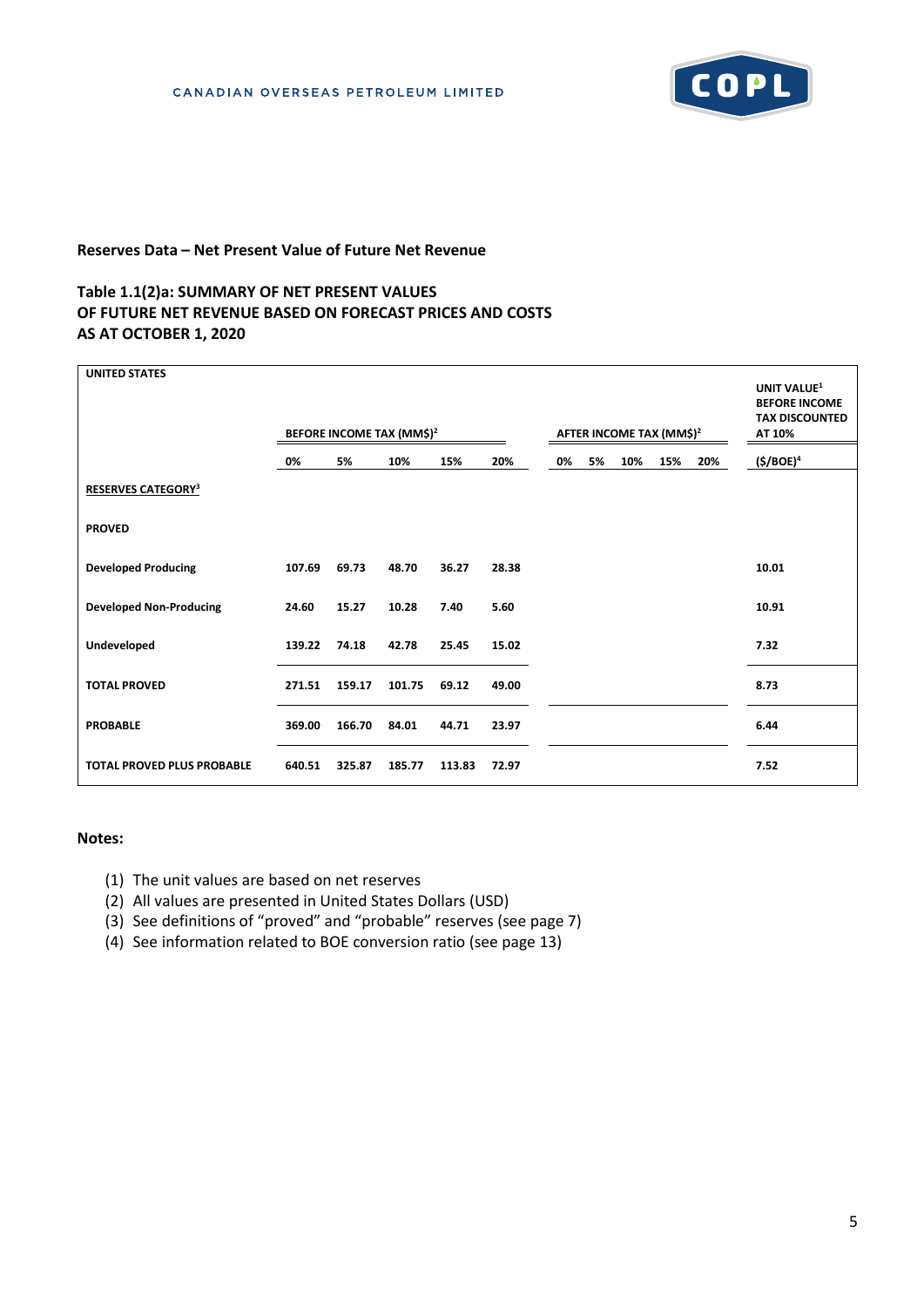### Reserves Data – Net Present Value of Future Net Revenue

### Table 1.1(2)a: SUMMARY OF NET PRESENT VALUES OF FUTURE NET REVENUE BASED ON FORECAST PRICES AND COSTS AS AT OCTOBER 1, 2020

| UNITED STATES | BEFORE INCOME TAX (MM$)[2] | | | | | AFTER INCOME TAX (MM$)[2] | | | | | UNIT VALUE[1] BEFORE INCOME TAX DISCOUNTED AT 10% |
|---|---|---|---|---|---|---|---|---|---|---|---|
| | 0% | 5% | 10% | 15% | 20% | 0% | 5% | 10% | 15% | 20% | ($/BOE)[4] |
| **RESERVES CATEGORY[3]** | | | | | | | | | | | |
| **PROVED** | | | | | | | | | | | |
| **Developed Producing** | 107.69 | 69.73 | 48.70 | 36.27 | 28.38 | | | | | | 10.01 |
| **Developed Non-Producing** | 24.60 | 15.27 | 10.28 | 7.40 | 5.60 | | | | | | 10.91 |
| **Undeveloped** | 139.22 | 74.18 | 42.78 | 25.45 | 15.02 | | | | | | 7.32 |
| **TOTAL PROVED** | 271.51 | 159.17 | 101.75 | 69.12 | 49.00 | | | | | | 8.73 |
| **PROBABLE** | 369.00 | 166.70 | 84.01 | 44.71 | 23.97 | | | | | | 6.44 |
| **TOTAL PROVED PLUS PROBABLE** | 640.51 | 325.87 | 185.77 | 113.83 | 72.97 | | | | | | 7.52 |

**Notes:**

1. The unit values are based on net reserves
2. All values are presented in United States Dollars (USD)
3. See definitions of "proved" and "probable" reserves (see page 7)
4. See information related to BOE conversion ratio (see page 13)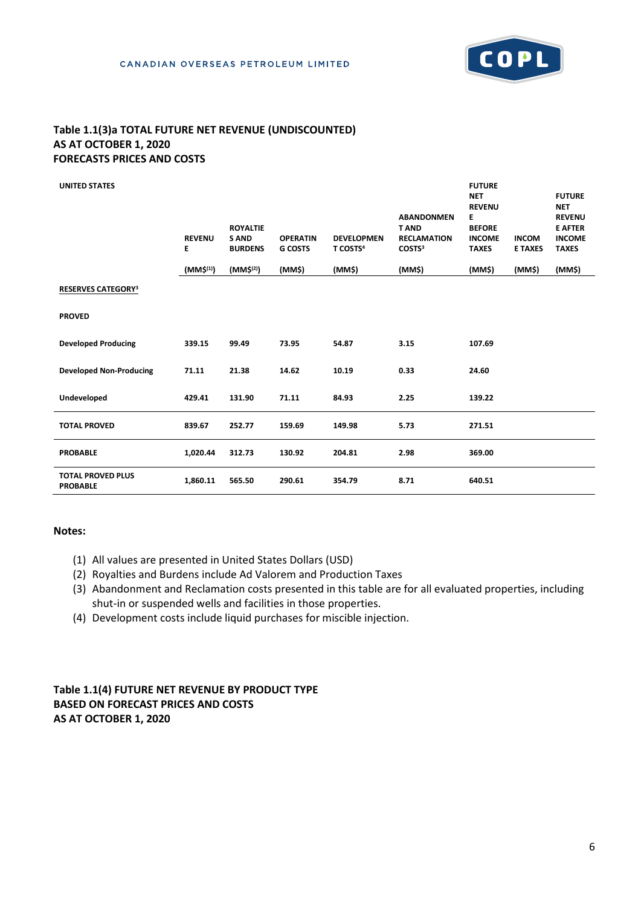### Table 1.1(3)a TOTAL FUTURE NET REVENUE (UNDISCOUNTED)
### AS AT OCTOBER 1, 2020
### FORECASTS PRICES AND COSTS

| UNITED STATES | REVENUE | ROYALTIES AND BURDENS | OPERATING COSTS | DEVELOPMENT COSTS[4] | ABANDONMENT AND RECLAMATION COSTS[3] | FUTURE NET REVENUE BEFORE INCOME TAXES | INCOME TAXES | FUTURE NET REVENUE AFTER INCOME TAXES |
|---|---|---|---|---|---|---|---|---|
| | (MM$[(1)]) | (MM$[(2)]) | (MM$) | (MM$) | (MM$) | (MM$) | (MM$) | (MM$) |
| **RESERVES CATEGORY[3]** | | | | | | | | |
| **PROVED** | | | | | | | | |
| **Developed Producing** | 339.15 | 99.49 | 73.95 | 54.87 | 3.15 | 107.69 | | |
| **Developed Non-Producing** | 71.11 | 21.38 | 14.62 | 10.19 | 0.33 | 24.60 | | |
| **Undeveloped** | 429.41 | 131.90 | 71.11 | 84.93 | 2.25 | 139.22 | | |
| **TOTAL PROVED** | 839.67 | 252.77 | 159.69 | 149.98 | 5.73 | 271.51 | | |
| **PROBABLE** | 1,020.44 | 312.73 | 130.92 | 204.81 | 2.98 | 369.00 | | |
| **TOTAL PROVED PLUS PROBABLE** | 1,860.11 | 565.50 | 290.61 | 354.79 | 8.71 | 640.51 | | |

**Notes:**

1. All values are presented in United States Dollars (USD)
2. Royalties and Burdens include Ad Valorem and Production Taxes
3. Abandonment and Reclamation costs presented in this table are for all evaluated properties, including shut-in or suspended wells and facilities in those properties.
4. Development costs include liquid purchases for miscible injection.

### Table 1.1(4) FUTURE NET REVENUE BY PRODUCT TYPE
### BASED ON FORECAST PRICES AND COSTS
### AS AT OCTOBER 1, 2020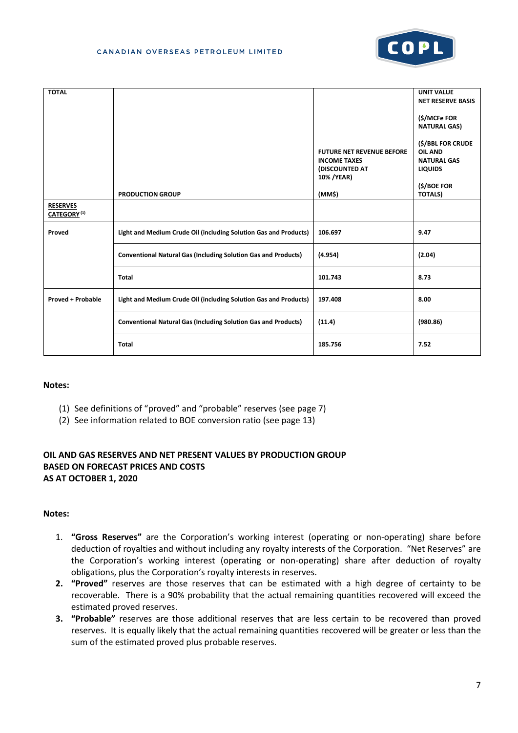| TOTAL | PRODUCTION GROUP | FUTURE NET REVENUE BEFORE INCOME TAXES (DISCOUNTED AT 10% /YEAR) (MM$) | UNIT VALUE NET RESERVE BASIS ($/MCFe FOR NATURAL GAS) ($/BBL FOR CRUDE OIL AND NATURAL GAS LIQUIDS ($/BOE FOR TOTALS) |
|---|---|---|---|
| **RESERVES CATEGORY** [(1)] | | | |
| **Proved** | **Light and Medium Crude Oil (including Solution Gas and Products)** | **106.697** | **9.47** |
| | **Conventional Natural Gas (Including Solution Gas and Products)** | **(4.954)** | **(2.04)** |
| | **Total** | **101.743** | **8.73** |
| **Proved + Probable** | **Light and Medium Crude Oil (including Solution Gas and Products)** | **197.408** | **8.00** |
| | **Conventional Natural Gas (Including Solution Gas and Products)** | **(11.4)** | **(980.86)** |
| | **Total** | **185.756** | **7.52** |

**Notes:**

(1) See definitions of "proved" and "probable" reserves (see page 7)
(2) See information related to BOE conversion ratio (see page 13)

**OIL AND GAS RESERVES AND NET PRESENT VALUES BY PRODUCTION GROUP**
**BASED ON FORECAST PRICES AND COSTS**
**AS AT OCTOBER 1, 2020**

**Notes:**

1. **"Gross Reserves"** are the Corporation's working interest (operating or non-operating) share before deduction of royalties and without including any royalty interests of the Corporation. "Net Reserves" are the Corporation's working interest (operating or non-operating) share after deduction of royalty obligations, plus the Corporation's royalty interests in reserves.
2. **"Proved"** reserves are those reserves that can be estimated with a high degree of certainty to be recoverable. There is a 90% probability that the actual remaining quantities recovered will exceed the estimated proved reserves.
3. **"Probable"** reserves are those additional reserves that are less certain to be recovered than proved reserves. It is equally likely that the actual remaining quantities recovered will be greater or less than the sum of the estimated proved plus probable reserves.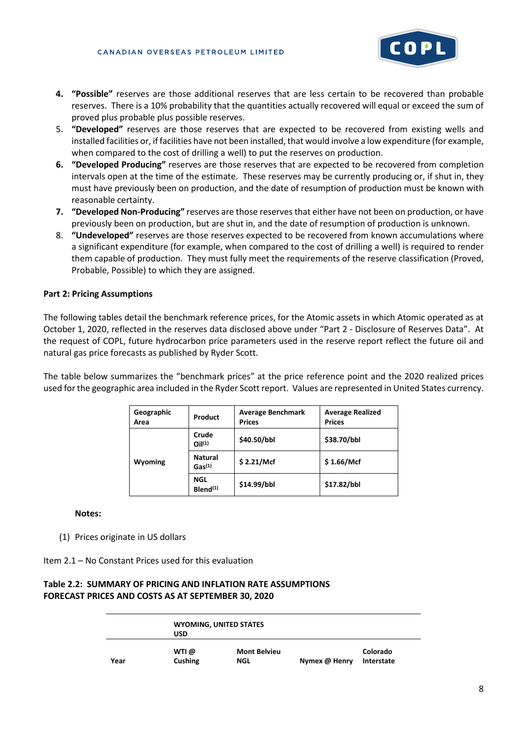4. **"Possible"** reserves are those additional reserves that are less certain to be recovered than probable reserves. There is a 10% probability that the quantities actually recovered will equal or exceed the sum of proved plus probable plus possible reserves.
5. **"Developed"** reserves are those reserves that are expected to be recovered from existing wells and installed facilities or, if facilities have not been installed, that would involve a low expenditure (for example, when compared to the cost of drilling a well) to put the reserves on production.
6. **"Developed Producing"** reserves are those reserves that are expected to be recovered from completion intervals open at the time of the estimate. These reserves may be currently producing or, if shut in, they must have previously been on production, and the date of resumption of production must be known with reasonable certainty.
7. **"Developed Non-Producing"** reserves are those reserves that either have not been on production, or have previously been on production, but are shut in, and the date of resumption of production is unknown.
8. **"Undeveloped"** reserves are those reserves expected to be recovered from known accumulations where a significant expenditure (for example, when compared to the cost of drilling a well) is required to render them capable of production. They must fully meet the requirements of the reserve classification (Proved, Probable, Possible) to which they are assigned.

**Part 2: Pricing Assumptions**

The following tables detail the benchmark reference prices, for the Atomic assets in which Atomic operated as at October 1, 2020, reflected in the reserves data disclosed above under "Part 2 - Disclosure of Reserves Data". At the request of COPL, future hydrocarbon price parameters used in the reserve report reflect the future oil and natural gas price forecasts as published by Ryder Scott.

The table below summarizes the "benchmark prices" at the price reference point and the 2020 realized prices used for the geographic area included in the Ryder Scott report. Values are represented in United States currency.

| Geographic Area | Product | Average Benchmark Prices | Average Realized Prices |
|---|---|---|---|
| Wyoming | Crude Oil(1) | $40.50/bbl | $38.70/bbl |
| | Natural Gas(1) | $ 2.21/Mcf | $ 1.66/Mcf |
| | NGL Blend(1) | $14.99/bbl | $17.82/bbl |

**Notes:**

(1) Prices originate in US dollars

Item 2.1 – No Constant Prices used for this evaluation

**Table 2.2: SUMMARY OF PRICING AND INFLATION RATE ASSUMPTIONS FORECAST PRICES AND COSTS AS AT SEPTEMBER 30, 2020**

| | WYOMING, UNITED STATES USD | | | |
|---|---|---|---|---|
| Year | WTI @ Cushing | Mont Belvieu NGL | Nymex @ Henry | Colorado Interstate |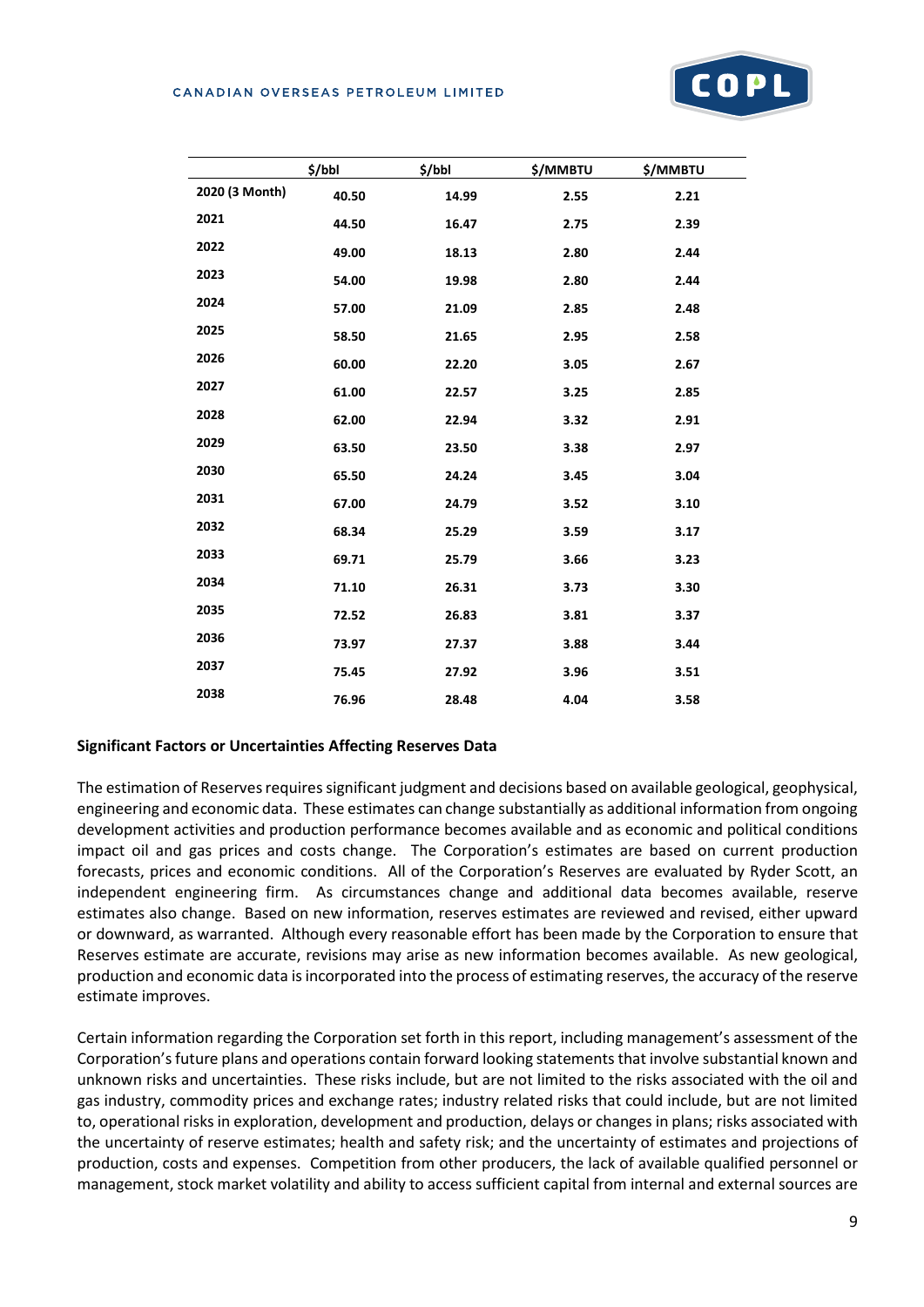| | $/bbl | $/bbl | $/MMBTU | $/MMBTU |
|---|---|---|---|---|
| **2020 (3 Month)** | **40.50** | **14.99** | **2.55** | **2.21** |
| **2021** | **44.50** | **16.47** | **2.75** | **2.39** |
| **2022** | **49.00** | **18.13** | **2.80** | **2.44** |
| **2023** | **54.00** | **19.98** | **2.80** | **2.44** |
| **2024** | **57.00** | **21.09** | **2.85** | **2.48** |
| **2025** | **58.50** | **21.65** | **2.95** | **2.58** |
| **2026** | **60.00** | **22.20** | **3.05** | **2.67** |
| **2027** | **61.00** | **22.57** | **3.25** | **2.85** |
| **2028** | **62.00** | **22.94** | **3.32** | **2.91** |
| **2029** | **63.50** | **23.50** | **3.38** | **2.97** |
| **2030** | **65.50** | **24.24** | **3.45** | **3.04** |
| **2031** | **67.00** | **24.79** | **3.52** | **3.10** |
| **2032** | **68.34** | **25.29** | **3.59** | **3.17** |
| **2033** | **69.71** | **25.79** | **3.66** | **3.23** |
| **2034** | **71.10** | **26.31** | **3.73** | **3.30** |
| **2035** | **72.52** | **26.83** | **3.81** | **3.37** |
| **2036** | **73.97** | **27.37** | **3.88** | **3.44** |
| **2037** | **75.45** | **27.92** | **3.96** | **3.51** |
| **2038** | **76.96** | **28.48** | **4.04** | **3.58** |

**Significant Factors or Uncertainties Affecting Reserves Data**

The estimation of Reserves requires significant judgment and decisions based on available geological, geophysical, engineering and economic data. These estimates can change substantially as additional information from ongoing development activities and production performance becomes available and as economic and political conditions impact oil and gas prices and costs change. The Corporation's estimates are based on current production forecasts, prices and economic conditions. All of the Corporation's Reserves are evaluated by Ryder Scott, an independent engineering firm. As circumstances change and additional data becomes available, reserve estimates also change. Based on new information, reserves estimates are reviewed and revised, either upward or downward, as warranted. Although every reasonable effort has been made by the Corporation to ensure that Reserves estimate are accurate, revisions may arise as new information becomes available. As new geological, production and economic data is incorporated into the process of estimating reserves, the accuracy of the reserve estimate improves.

Certain information regarding the Corporation set forth in this report, including management's assessment of the Corporation's future plans and operations contain forward looking statements that involve substantial known and unknown risks and uncertainties. These risks include, but are not limited to the risks associated with the oil and gas industry, commodity prices and exchange rates; industry related risks that could include, but are not limited to, operational risks in exploration, development and production, delays or changes in plans; risks associated with the uncertainty of reserve estimates; health and safety risk; and the uncertainty of estimates and projections of production, costs and expenses. Competition from other producers, the lack of available qualified personnel or management, stock market volatility and ability to access sufficient capital from internal and external sources are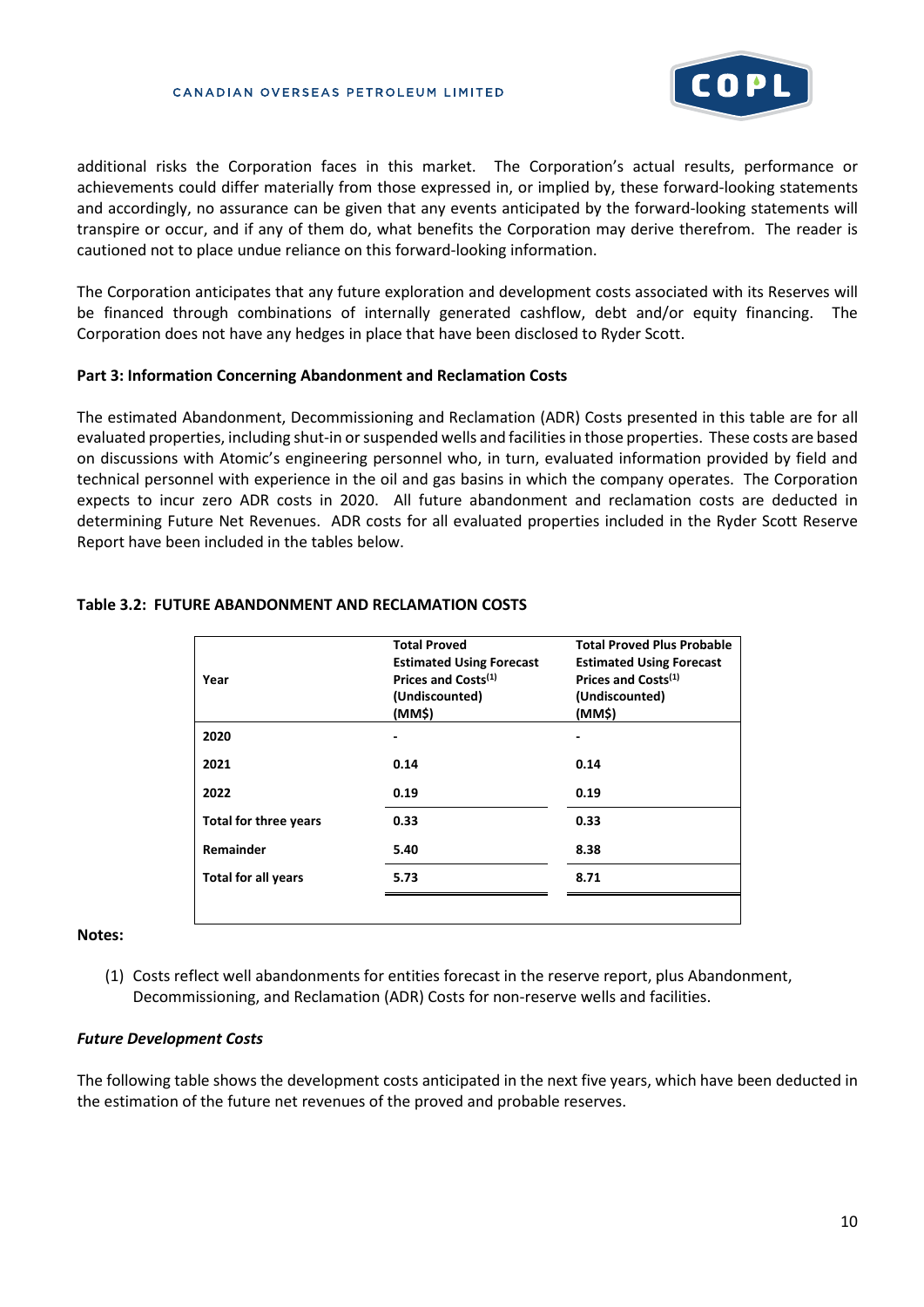additional risks the Corporation faces in this market. The Corporation's actual results, performance or achievements could differ materially from those expressed in, or implied by, these forward-looking statements and accordingly, no assurance can be given that any events anticipated by the forward-looking statements will transpire or occur, and if any of them do, what benefits the Corporation may derive therefrom. The reader is cautioned not to place undue reliance on this forward-looking information.

The Corporation anticipates that any future exploration and development costs associated with its Reserves will be financed through combinations of internally generated cashflow, debt and/or equity financing. The Corporation does not have any hedges in place that have been disclosed to Ryder Scott.

**Part 3: Information Concerning Abandonment and Reclamation Costs**

The estimated Abandonment, Decommissioning and Reclamation (ADR) Costs presented in this table are for all evaluated properties, including shut-in or suspended wells and facilities in those properties. These costs are based on discussions with Atomic's engineering personnel who, in turn, evaluated information provided by field and technical personnel with experience in the oil and gas basins in which the company operates. The Corporation expects to incur zero ADR costs in 2020. All future abandonment and reclamation costs are deducted in determining Future Net Revenues. ADR costs for all evaluated properties included in the Ryder Scott Reserve Report have been included in the tables below.

**Table 3.2: FUTURE ABANDONMENT AND RECLAMATION COSTS**

| Year | Total Proved Estimated Using Forecast Prices and Costs[(1)] (Undiscounted) (MM$) | Total Proved Plus Probable Estimated Using Forecast Prices and Costs[(1)] (Undiscounted) (MM$) |
|---|---|---|
| 2020 | - | - |
| 2021 | 0.14 | 0.14 |
| 2022 | 0.19 | 0.19 |
| Total for three years | 0.33 | 0.33 |
| Remainder | 5.40 | 8.38 |
| Total for all years | 5.73 | 8.71 |

**Notes:**

(1) Costs reflect well abandonments for entities forecast in the reserve report, plus Abandonment, Decommissioning, and Reclamation (ADR) Costs for non-reserve wells and facilities.

***Future Development Costs***

The following table shows the development costs anticipated in the next five years, which have been deducted in the estimation of the future net revenues of the proved and probable reserves.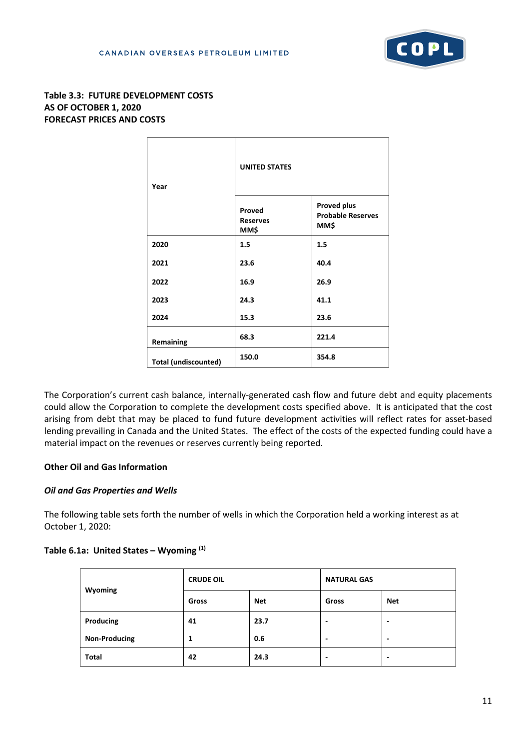**Table 3.3: FUTURE DEVELOPMENT COSTS**
**AS OF OCTOBER 1, 2020**
**FORECAST PRICES AND COSTS**

| Year | UNITED STATES | |
|---|---|---|
| | Proved Reserves MM$ | Proved plus Probable Reserves MM$ |
| 2020 | 1.5 | 1.5 |
| 2021 | 23.6 | 40.4 |
| 2022 | 16.9 | 26.9 |
| 2023 | 24.3 | 41.1 |
| 2024 | 15.3 | 23.6 |
| Remaining | 68.3 | 221.4 |
| Total (undiscounted) | 150.0 | 354.8 |

The Corporation's current cash balance, internally-generated cash flow and future debt and equity placements could allow the Corporation to complete the development costs specified above. It is anticipated that the cost arising from debt that may be placed to fund future development activities will reflect rates for asset-based lending prevailing in Canada and the United States. The effect of the costs of the expected funding could have a material impact on the revenues or reserves currently being reported.

**Other Oil and Gas Information**

***Oil and Gas Properties and Wells***

The following table sets forth the number of wells in which the Corporation held a working interest as at October 1, 2020:

**Table 6.1a: United States – Wyoming [(1)]**

| Wyoming | CRUDE OIL | | NATURAL GAS | |
|---|---|---|---|---|
| | Gross | Net | Gross | Net |
| Producing | 41 | 23.7 | - | - |
| Non-Producing | 1 | 0.6 | - | - |
| Total | 42 | 24.3 | - | - |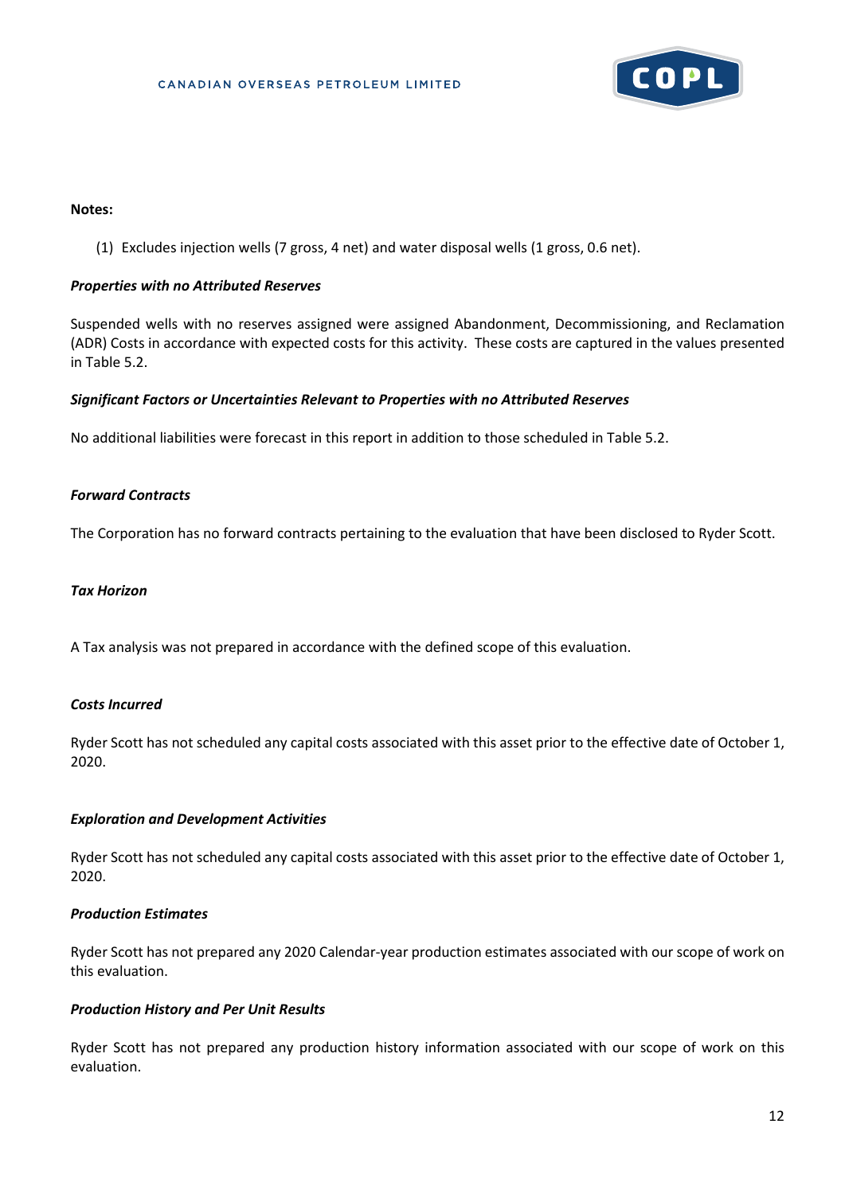**Notes:**

(1) Excludes injection wells (7 gross, 4 net) and water disposal wells (1 gross, 0.6 net).

***Properties with no Attributed Reserves***

Suspended wells with no reserves assigned were assigned Abandonment, Decommissioning, and Reclamation (ADR) Costs in accordance with expected costs for this activity. These costs are captured in the values presented in Table 5.2.

***Significant Factors or Uncertainties Relevant to Properties with no Attributed Reserves***

No additional liabilities were forecast in this report in addition to those scheduled in Table 5.2.

***Forward Contracts***

The Corporation has no forward contracts pertaining to the evaluation that have been disclosed to Ryder Scott.

***Tax Horizon***

A Tax analysis was not prepared in accordance with the defined scope of this evaluation.

***Costs Incurred***

Ryder Scott has not scheduled any capital costs associated with this asset prior to the effective date of October 1, 2020.

***Exploration and Development Activities***

Ryder Scott has not scheduled any capital costs associated with this asset prior to the effective date of October 1, 2020.

***Production Estimates***

Ryder Scott has not prepared any 2020 Calendar-year production estimates associated with our scope of work on this evaluation.

***Production History and Per Unit Results***

Ryder Scott has not prepared any production history information associated with our scope of work on this evaluation.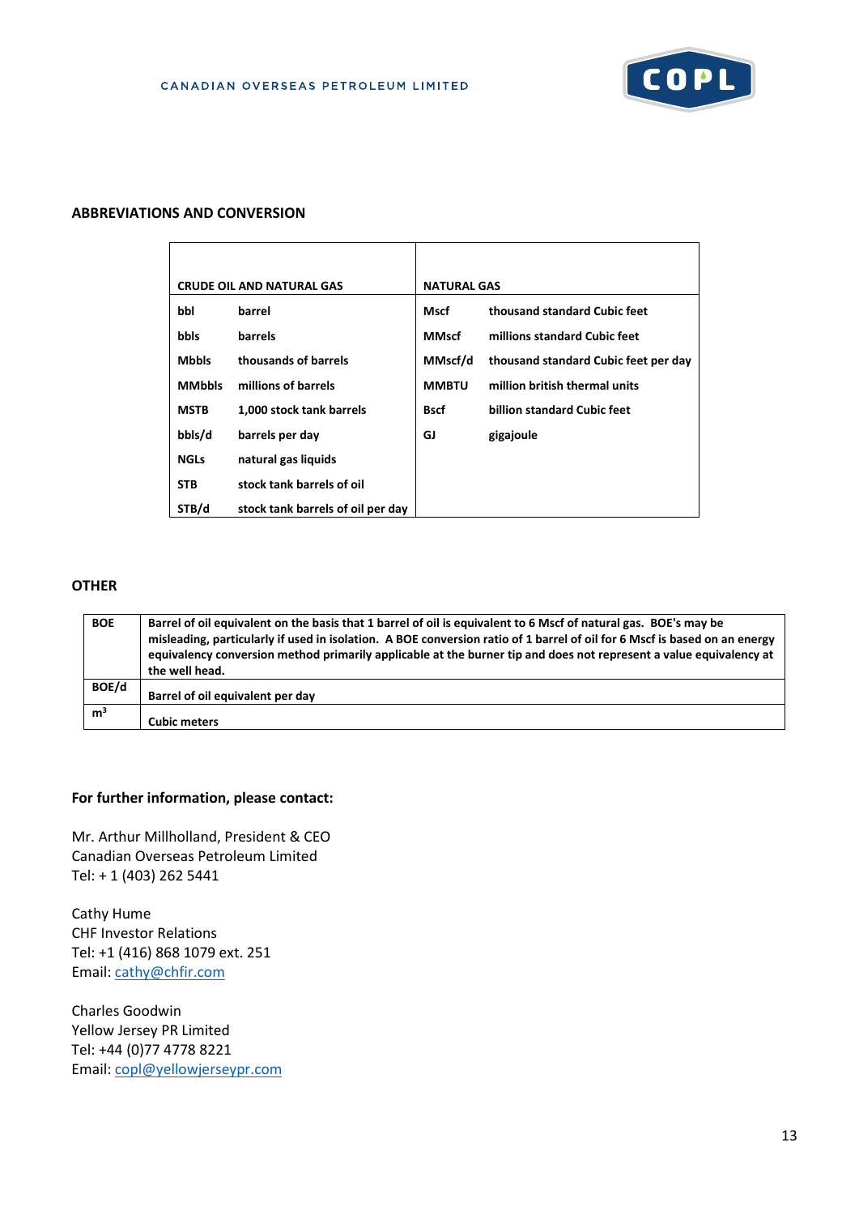## ABBREVIATIONS AND CONVERSION

| CRUDE OIL AND NATURAL GAS | | NATURAL GAS | |
|---|---|---|---|
| **bbl** | **barrel** | **Mscf** | **thousand standard Cubic feet** |
| **bbls** | **barrels** | **MMscf** | **millions standard Cubic feet** |
| **Mbbls** | **thousands of barrels** | **MMscf/d** | **thousand standard Cubic feet per day** |
| **MMbbls** | **millions of barrels** | **MMBTU** | **million british thermal units** |
| **MSTB** | **1,000 stock tank barrels** | **Bscf** | **billion standard Cubic feet** |
| **bbls/d** | **barrels per day** | **GJ** | **gigajoule** |
| **NGLs** | **natural gas liquids** | | |
| **STB** | **stock tank barrels of oil** | | |
| **STB/d** | **stock tank barrels of oil per day** | | |

## OTHER

| | |
|---|---|
| **BOE** | **Barrel of oil equivalent on the basis that 1 barrel of oil is equivalent to 6 Mscf of natural gas. BOE's may be misleading, particularly if used in isolation. A BOE conversion ratio of 1 barrel of oil for 6 Mscf is based on an energy equivalency conversion method primarily applicable at the burner tip and does not represent a value equivalency at the well head.** |
| **BOE/d** | **Barrel of oil equivalent per day** |
| **$m^3$** | **Cubic meters** |

**For further information, please contact:**

Mr. Arthur Millholland, President & CEO
Canadian Overseas Petroleum Limited
Tel: + 1 (403) 262 5441

Cathy Hume
CHF Investor Relations
Tel: +1 (416) 868 1079 ext. 251
Email: cathy@chfir.com

Charles Goodwin
Yellow Jersey PR Limited
Tel: +44 (0)77 4778 8221
Email: copl@yellowjerseypr.com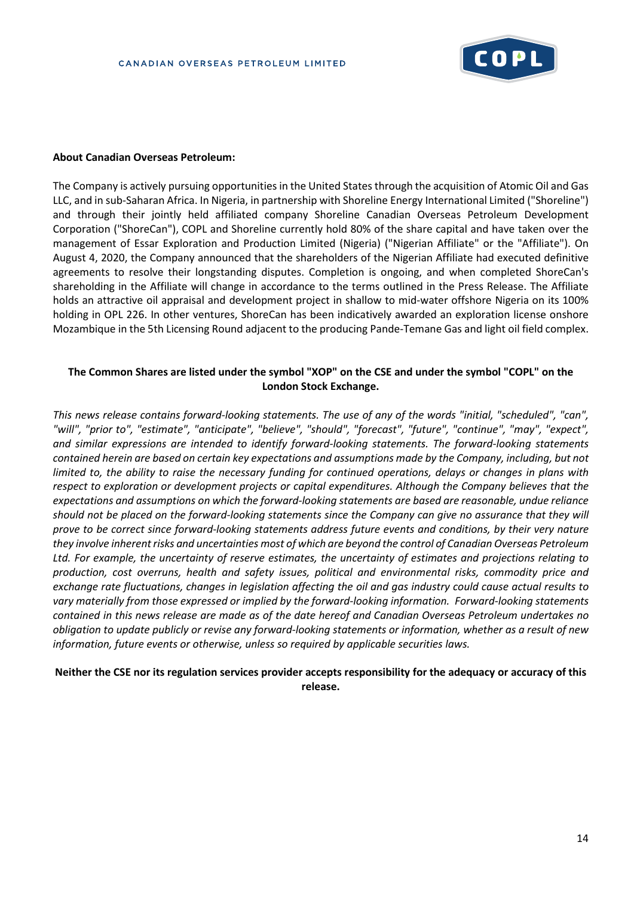**About Canadian Overseas Petroleum:**

The Company is actively pursuing opportunities in the United States through the acquisition of Atomic Oil and Gas LLC, and in sub-Saharan Africa. In Nigeria, in partnership with Shoreline Energy International Limited ("Shoreline") and through their jointly held affiliated company Shoreline Canadian Overseas Petroleum Development Corporation ("ShoreCan"), COPL and Shoreline currently hold 80% of the share capital and have taken over the management of Essar Exploration and Production Limited (Nigeria) ("Nigerian Affiliate" or the "Affiliate"). On August 4, 2020, the Company announced that the shareholders of the Nigerian Affiliate had executed definitive agreements to resolve their longstanding disputes. Completion is ongoing, and when completed ShoreCan's shareholding in the Affiliate will change in accordance to the terms outlined in the Press Release. The Affiliate holds an attractive oil appraisal and development project in shallow to mid-water offshore Nigeria on its 100% holding in OPL 226. In other ventures, ShoreCan has been indicatively awarded an exploration license onshore Mozambique in the 5th Licensing Round adjacent to the producing Pande-Temane Gas and light oil field complex.

**The Common Shares are listed under the symbol "XOP" on the CSE and under the symbol "COPL" on the London Stock Exchange.**

*This news release contains forward-looking statements. The use of any of the words "initial, "scheduled", "can", "will", "prior to", "estimate", "anticipate", "believe", "should", "forecast", "future", "continue", "may", "expect", and similar expressions are intended to identify forward-looking statements. The forward-looking statements contained herein are based on certain key expectations and assumptions made by the Company, including, but not limited to, the ability to raise the necessary funding for continued operations, delays or changes in plans with respect to exploration or development projects or capital expenditures. Although the Company believes that the expectations and assumptions on which the forward-looking statements are based are reasonable, undue reliance should not be placed on the forward-looking statements since the Company can give no assurance that they will prove to be correct since forward-looking statements address future events and conditions, by their very nature they involve inherent risks and uncertainties most of which are beyond the control of Canadian Overseas Petroleum Ltd. For example, the uncertainty of reserve estimates, the uncertainty of estimates and projections relating to production, cost overruns, health and safety issues, political and environmental risks, commodity price and exchange rate fluctuations, changes in legislation affecting the oil and gas industry could cause actual results to vary materially from those expressed or implied by the forward-looking information. Forward-looking statements contained in this news release are made as of the date hereof and Canadian Overseas Petroleum undertakes no obligation to update publicly or revise any forward-looking statements or information, whether as a result of new information, future events or otherwise, unless so required by applicable securities laws.*

**Neither the CSE nor its regulation services provider accepts responsibility for the adequacy or accuracy of this release.**